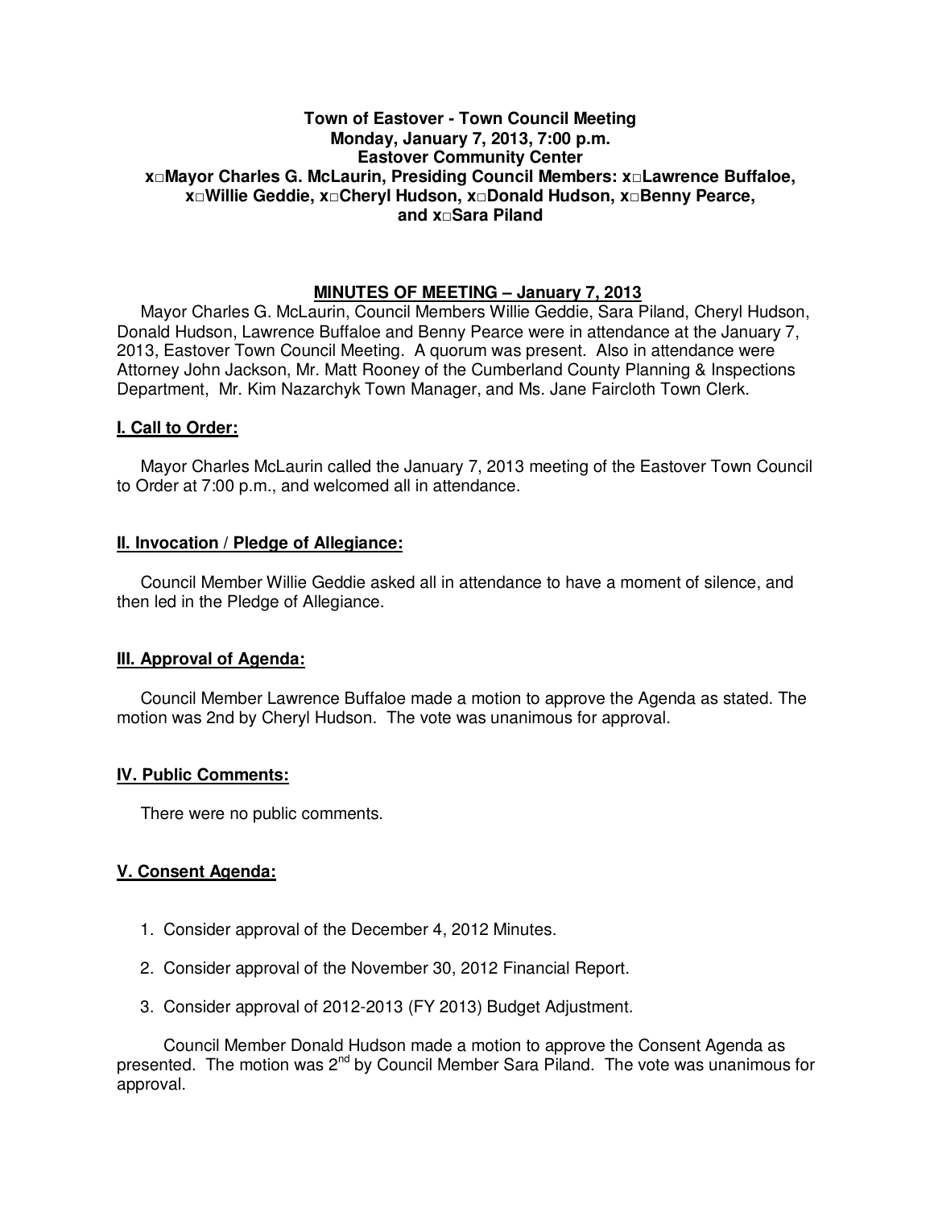**Town of Eastover - Town Council Meeting**
**Monday, January 7, 2013, 7:00 p.m.**
**Eastover Community Center**
**x□Mayor Charles G. McLaurin, Presiding Council Members: x□Lawrence Buffaloe, x□Willie Geddie, x□Cheryl Hudson, x□Donald Hudson, x□Benny Pearce, and x□Sara Piland**

## MINUTES OF MEETING – January 7, 2013

Mayor Charles G. McLaurin, Council Members Willie Geddie, Sara Piland, Cheryl Hudson, Donald Hudson, Lawrence Buffaloe and Benny Pearce were in attendance at the January 7, 2013, Eastover Town Council Meeting. A quorum was present. Also in attendance were Attorney John Jackson, Mr. Matt Rooney of the Cumberland County Planning & Inspections Department, Mr. Kim Nazarchyk Town Manager, and Ms. Jane Faircloth Town Clerk.

### I. Call to Order:

Mayor Charles McLaurin called the January 7, 2013 meeting of the Eastover Town Council to Order at 7:00 p.m., and welcomed all in attendance.

### II. Invocation / Pledge of Allegiance:

Council Member Willie Geddie asked all in attendance to have a moment of silence, and then led in the Pledge of Allegiance.

### III. Approval of Agenda:

Council Member Lawrence Buffaloe made a motion to approve the Agenda as stated. The motion was 2nd by Cheryl Hudson. The vote was unanimous for approval.

### IV. Public Comments:

There were no public comments.

### V. Consent Agenda:

1. Consider approval of the December 4, 2012 Minutes.
2. Consider approval of the November 30, 2012 Financial Report.
3. Consider approval of 2012-2013 (FY 2013) Budget Adjustment.

Council Member Donald Hudson made a motion to approve the Consent Agenda as presented. The motion was 2nd by Council Member Sara Piland. The vote was unanimous for approval.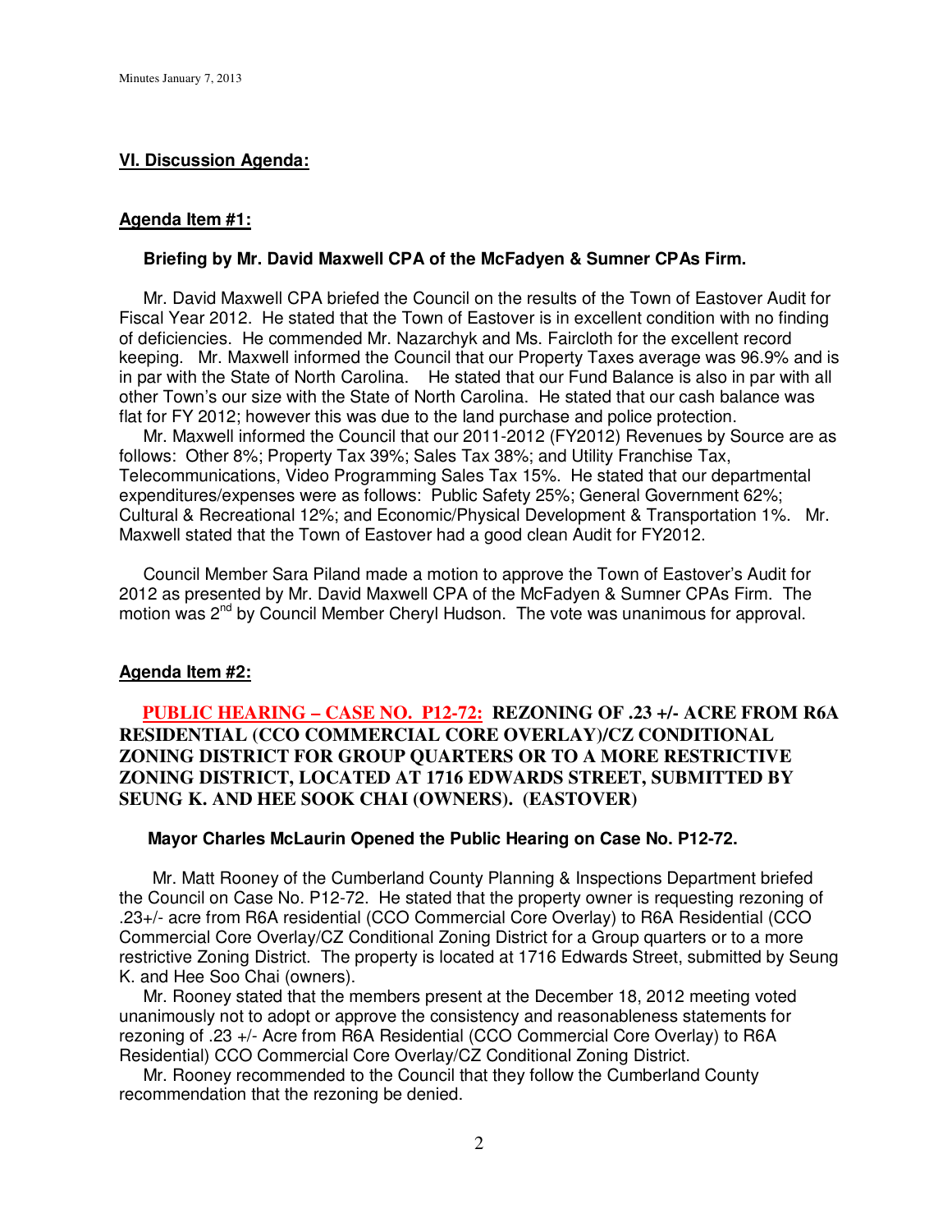## VI. Discussion Agenda:

### Agenda Item #1:

**Briefing by Mr. David Maxwell CPA of the McFadyen & Sumner CPAs Firm.**

Mr. David Maxwell CPA briefed the Council on the results of the Town of Eastover Audit for Fiscal Year 2012. He stated that the Town of Eastover is in excellent condition with no finding of deficiencies. He commended Mr. Nazarchyk and Ms. Faircloth for the excellent record keeping. Mr. Maxwell informed the Council that our Property Taxes average was 96.9% and is in par with the State of North Carolina. He stated that our Fund Balance is also in par with all other Town's our size with the State of North Carolina. He stated that our cash balance was flat for FY 2012; however this was due to the land purchase and police protection.

Mr. Maxwell informed the Council that our 2011-2012 (FY2012) Revenues by Source are as follows: Other 8%; Property Tax 39%; Sales Tax 38%; and Utility Franchise Tax, Telecommunications, Video Programming Sales Tax 15%. He stated that our departmental expenditures/expenses were as follows: Public Safety 25%; General Government 62%; Cultural & Recreational 12%; and Economic/Physical Development & Transportation 1%. Mr. Maxwell stated that the Town of Eastover had a good clean Audit for FY2012.

Council Member Sara Piland made a motion to approve the Town of Eastover's Audit for 2012 as presented by Mr. David Maxwell CPA of the McFadyen & Sumner CPAs Firm. The motion was 2nd by Council Member Cheryl Hudson. The vote was unanimous for approval.

### Agenda Item #2:

**PUBLIC HEARING – CASE NO. P12-72: REZONING OF .23 +/- ACRE FROM R6A RESIDENTIAL (CCO COMMERCIAL CORE OVERLAY)/CZ CONDITIONAL ZONING DISTRICT FOR GROUP QUARTERS OR TO A MORE RESTRICTIVE ZONING DISTRICT, LOCATED AT 1716 EDWARDS STREET, SUBMITTED BY SEUNG K. AND HEE SOOK CHAI (OWNERS). (EASTOVER)**

**Mayor Charles McLaurin Opened the Public Hearing on Case No. P12-72.**

Mr. Matt Rooney of the Cumberland County Planning & Inspections Department briefed the Council on Case No. P12-72. He stated that the property owner is requesting rezoning of .23+/- acre from R6A residential (CCO Commercial Core Overlay) to R6A Residential (CCO Commercial Core Overlay/CZ Conditional Zoning District for a Group quarters or to a more restrictive Zoning District. The property is located at 1716 Edwards Street, submitted by Seung K. and Hee Soo Chai (owners).

Mr. Rooney stated that the members present at the December 18, 2012 meeting voted unanimously not to adopt or approve the consistency and reasonableness statements for rezoning of .23 +/- Acre from R6A Residential (CCO Commercial Core Overlay) to R6A Residential) CCO Commercial Core Overlay/CZ Conditional Zoning District.

Mr. Rooney recommended to the Council that they follow the Cumberland County recommendation that the rezoning be denied.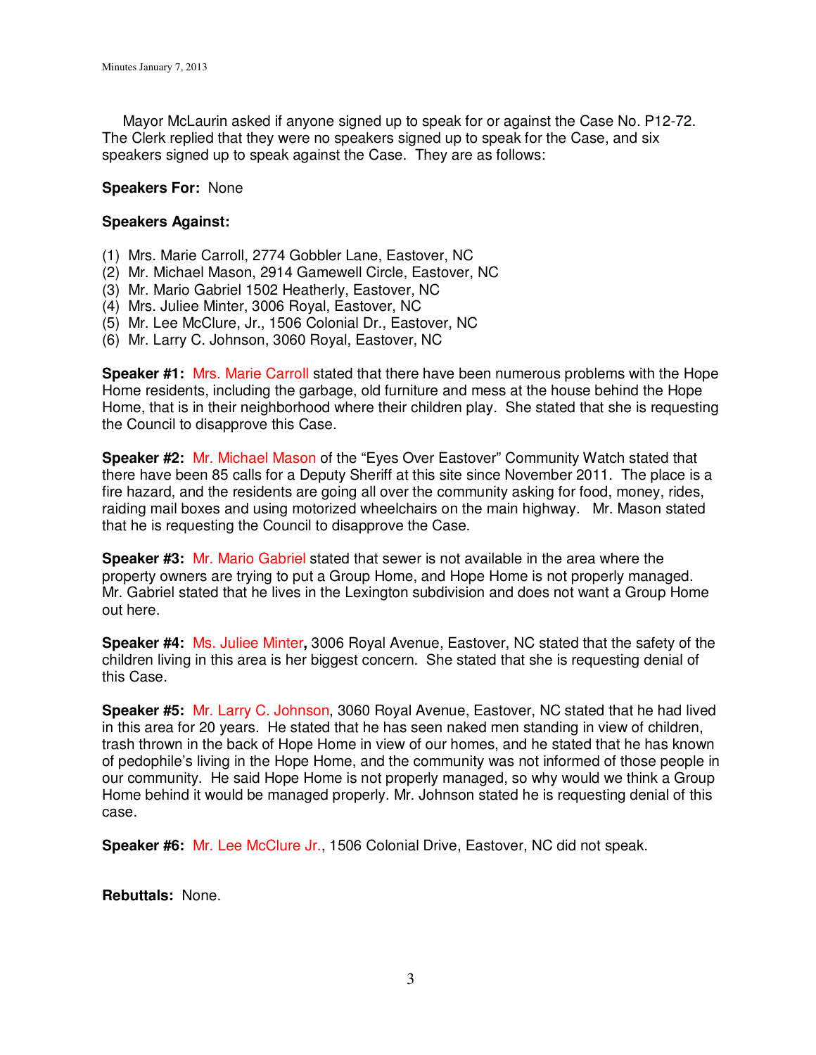Mayor McLaurin asked if anyone signed up to speak for or against the Case No. P12-72. The Clerk replied that they were no speakers signed up to speak for the Case, and six speakers signed up to speak against the Case. They are as follows:

**Speakers For:** None

**Speakers Against:**

(1) Mrs. Marie Carroll, 2774 Gobbler Lane, Eastover, NC
(2) Mr. Michael Mason, 2914 Gamewell Circle, Eastover, NC
(3) Mr. Mario Gabriel 1502 Heatherly, Eastover, NC
(4) Mrs. Juliee Minter, 3006 Royal, Eastover, NC
(5) Mr. Lee McClure, Jr., 1506 Colonial Dr., Eastover, NC
(6) Mr. Larry C. Johnson, 3060 Royal, Eastover, NC

**Speaker #1:** Mrs. Marie Carroll stated that there have been numerous problems with the Hope Home residents, including the garbage, old furniture and mess at the house behind the Hope Home, that is in their neighborhood where their children play. She stated that she is requesting the Council to disapprove this Case.

**Speaker #2:** Mr. Michael Mason of the "Eyes Over Eastover" Community Watch stated that there have been 85 calls for a Deputy Sheriff at this site since November 2011. The place is a fire hazard, and the residents are going all over the community asking for food, money, rides, raiding mail boxes and using motorized wheelchairs on the main highway. Mr. Mason stated that he is requesting the Council to disapprove the Case.

**Speaker #3:** Mr. Mario Gabriel stated that sewer is not available in the area where the property owners are trying to put a Group Home, and Hope Home is not properly managed. Mr. Gabriel stated that he lives in the Lexington subdivision and does not want a Group Home out here.

**Speaker #4:** Ms. Juliee Minter**,** 3006 Royal Avenue, Eastover, NC stated that the safety of the children living in this area is her biggest concern. She stated that she is requesting denial of this Case.

**Speaker #5:** Mr. Larry C. Johnson, 3060 Royal Avenue, Eastover, NC stated that he had lived in this area for 20 years. He stated that he has seen naked men standing in view of children, trash thrown in the back of Hope Home in view of our homes, and he stated that he has known of pedophile's living in the Hope Home, and the community was not informed of those people in our community. He said Hope Home is not properly managed, so why would we think a Group Home behind it would be managed properly. Mr. Johnson stated he is requesting denial of this case.

**Speaker #6:** Mr. Lee McClure Jr., 1506 Colonial Drive, Eastover, NC did not speak.

**Rebuttals:** None.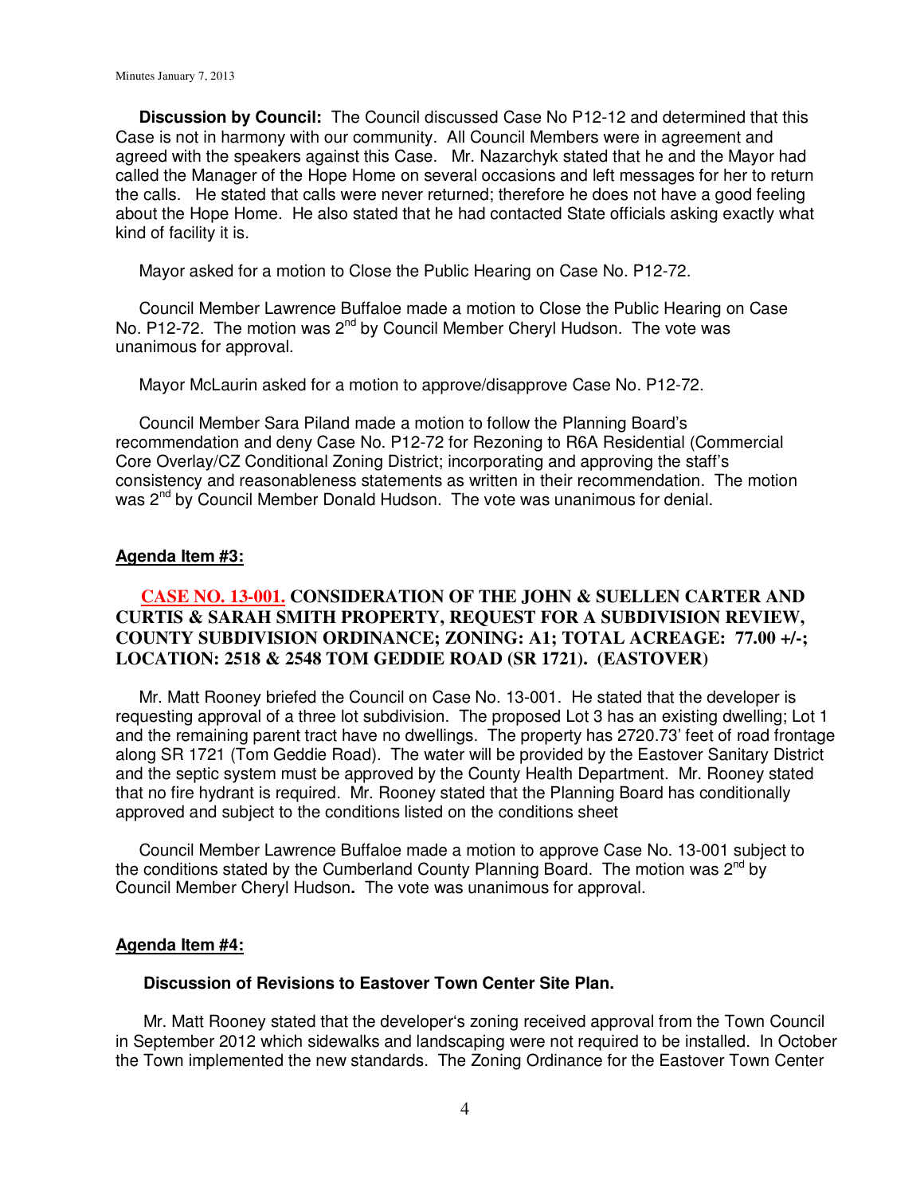**Discussion by Council:** The Council discussed Case No P12-12 and determined that this Case is not in harmony with our community. All Council Members were in agreement and agreed with the speakers against this Case. Mr. Nazarchyk stated that he and the Mayor had called the Manager of the Hope Home on several occasions and left messages for her to return the calls. He stated that calls were never returned; therefore he does not have a good feeling about the Hope Home. He also stated that he had contacted State officials asking exactly what kind of facility it is.

Mayor asked for a motion to Close the Public Hearing on Case No. P12-72.

Council Member Lawrence Buffaloe made a motion to Close the Public Hearing on Case No. P12-72. The motion was 2nd by Council Member Cheryl Hudson. The vote was unanimous for approval.

Mayor McLaurin asked for a motion to approve/disapprove Case No. P12-72.

Council Member Sara Piland made a motion to follow the Planning Board's recommendation and deny Case No. P12-72 for Rezoning to R6A Residential (Commercial Core Overlay/CZ Conditional Zoning District; incorporating and approving the staff's consistency and reasonableness statements as written in their recommendation. The motion was 2nd by Council Member Donald Hudson. The vote was unanimous for denial.

**Agenda Item #3:**

**CASE NO. 13-001. CONSIDERATION OF THE JOHN & SUELLEN CARTER AND CURTIS & SARAH SMITH PROPERTY, REQUEST FOR A SUBDIVISION REVIEW, COUNTY SUBDIVISION ORDINANCE; ZONING: A1; TOTAL ACREAGE: 77.00 +/-; LOCATION: 2518 & 2548 TOM GEDDIE ROAD (SR 1721). (EASTOVER)**

Mr. Matt Rooney briefed the Council on Case No. 13-001. He stated that the developer is requesting approval of a three lot subdivision. The proposed Lot 3 has an existing dwelling; Lot 1 and the remaining parent tract have no dwellings. The property has 2720.73' feet of road frontage along SR 1721 (Tom Geddie Road). The water will be provided by the Eastover Sanitary District and the septic system must be approved by the County Health Department. Mr. Rooney stated that no fire hydrant is required. Mr. Rooney stated that the Planning Board has conditionally approved and subject to the conditions listed on the conditions sheet

Council Member Lawrence Buffaloe made a motion to approve Case No. 13-001 subject to the conditions stated by the Cumberland County Planning Board. The motion was 2nd by Council Member Cheryl Hudson**.** The vote was unanimous for approval.

**Agenda Item #4:**

**Discussion of Revisions to Eastover Town Center Site Plan.**

Mr. Matt Rooney stated that the developer's zoning received approval from the Town Council in September 2012 which sidewalks and landscaping were not required to be installed. In October the Town implemented the new standards. The Zoning Ordinance for the Eastover Town Center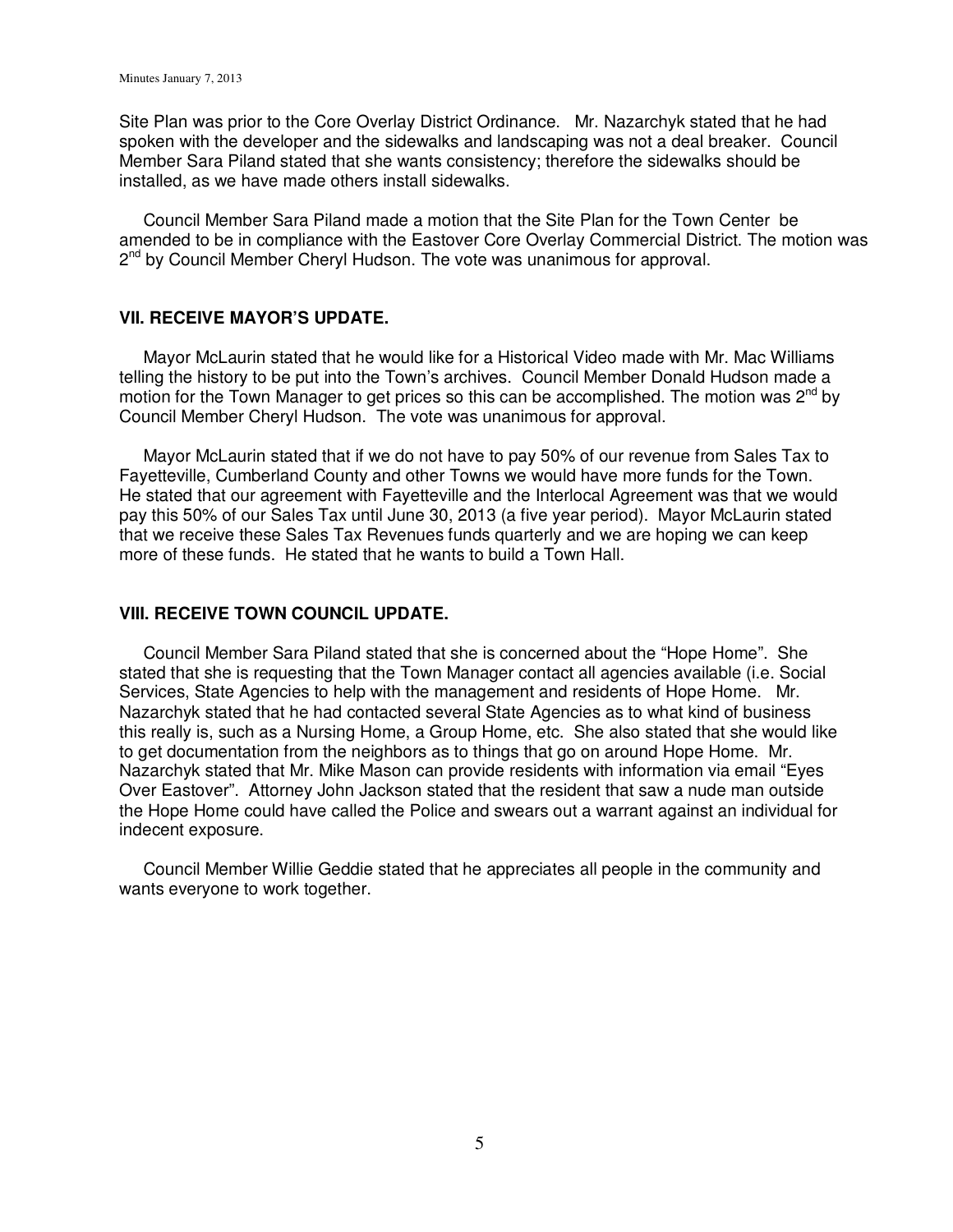Site Plan was prior to the Core Overlay District Ordinance. Mr. Nazarchyk stated that he had spoken with the developer and the sidewalks and landscaping was not a deal breaker. Council Member Sara Piland stated that she wants consistency; therefore the sidewalks should be installed, as we have made others install sidewalks.

Council Member Sara Piland made a motion that the Site Plan for the Town Center be amended to be in compliance with the Eastover Core Overlay Commercial District. The motion was 2nd by Council Member Cheryl Hudson. The vote was unanimous for approval.

## VII. RECEIVE MAYOR'S UPDATE.

Mayor McLaurin stated that he would like for a Historical Video made with Mr. Mac Williams telling the history to be put into the Town's archives. Council Member Donald Hudson made a motion for the Town Manager to get prices so this can be accomplished. The motion was 2nd by Council Member Cheryl Hudson. The vote was unanimous for approval.

Mayor McLaurin stated that if we do not have to pay 50% of our revenue from Sales Tax to Fayetteville, Cumberland County and other Towns we would have more funds for the Town. He stated that our agreement with Fayetteville and the Interlocal Agreement was that we would pay this 50% of our Sales Tax until June 30, 2013 (a five year period). Mayor McLaurin stated that we receive these Sales Tax Revenues funds quarterly and we are hoping we can keep more of these funds. He stated that he wants to build a Town Hall.

## VIII. RECEIVE TOWN COUNCIL UPDATE.

Council Member Sara Piland stated that she is concerned about the "Hope Home". She stated that she is requesting that the Town Manager contact all agencies available (i.e. Social Services, State Agencies to help with the management and residents of Hope Home. Mr. Nazarchyk stated that he had contacted several State Agencies as to what kind of business this really is, such as a Nursing Home, a Group Home, etc. She also stated that she would like to get documentation from the neighbors as to things that go on around Hope Home. Mr. Nazarchyk stated that Mr. Mike Mason can provide residents with information via email "Eyes Over Eastover". Attorney John Jackson stated that the resident that saw a nude man outside the Hope Home could have called the Police and swears out a warrant against an individual for indecent exposure.

Council Member Willie Geddie stated that he appreciates all people in the community and wants everyone to work together.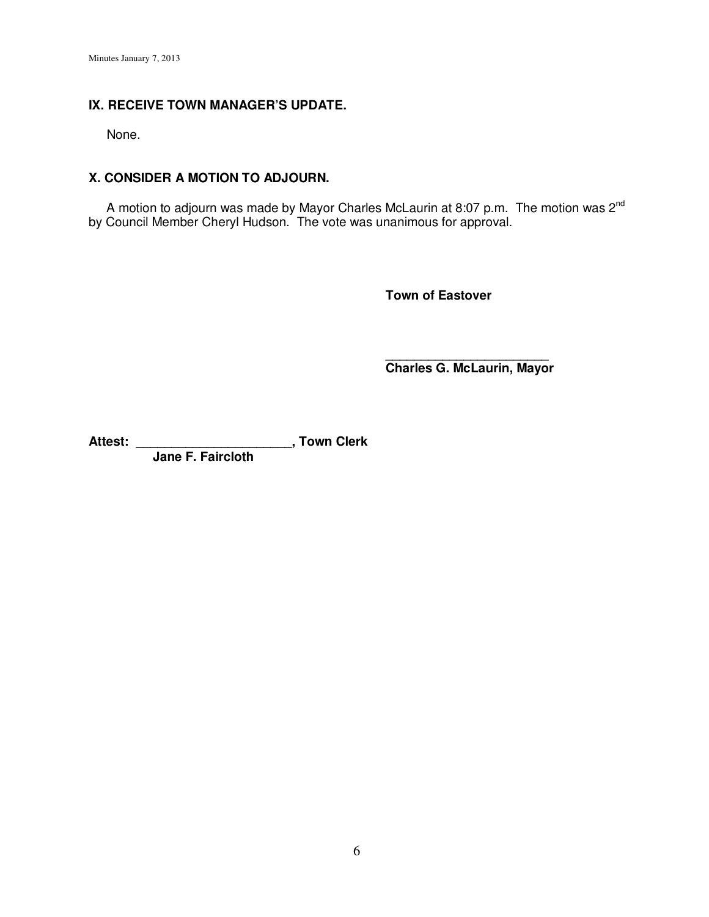## IX. RECEIVE TOWN MANAGER'S UPDATE.

None.

## X. CONSIDER A MOTION TO ADJOURN.

A motion to adjourn was made by Mayor Charles McLaurin at 8:07 p.m. The motion was 2nd by Council Member Cheryl Hudson. The vote was unanimous for approval.

**Town of Eastover**

________________________
**Charles G. McLaurin, Mayor**

**Attest: ______________________, Town Clerk**
**Jane F. Faircloth**